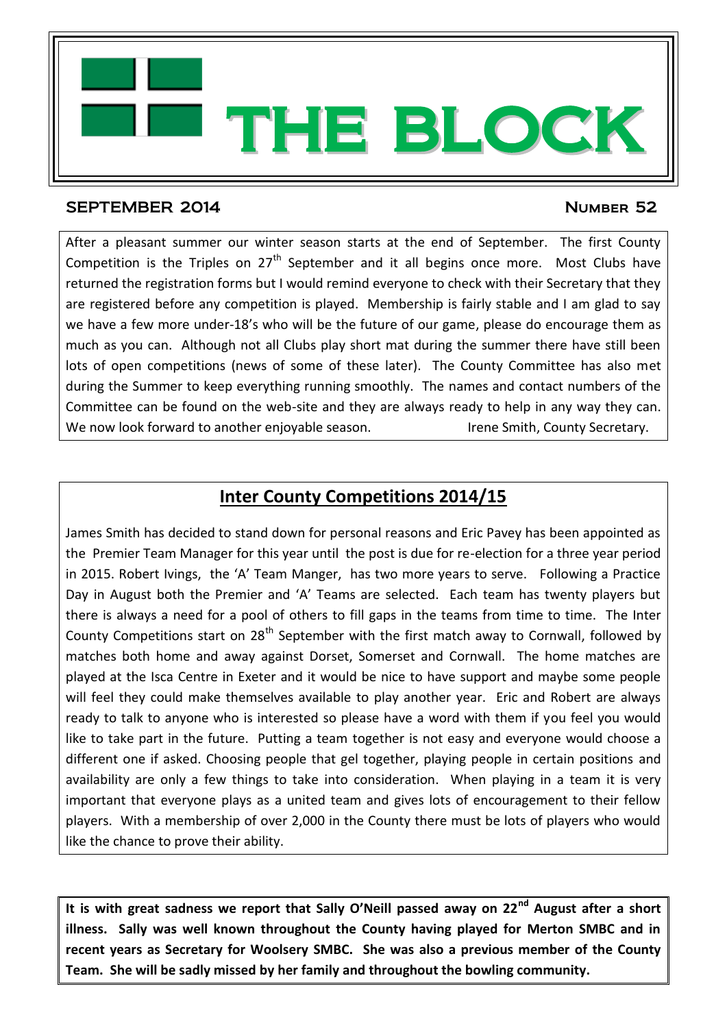# THE BLOCK

**SEPTEMBER 2014** **Number 52**

After a pleasant summer our winter season starts at the end of September. The first County Competition is the Triples on 27th September and it all begins once more. Most Clubs have returned the registration forms but I would remind everyone to check with their Secretary that they are registered before any competition is played. Membership is fairly stable and I am glad to say we have a few more under-18's who will be the future of our game, please do encourage them as much as you can. Although not all Clubs play short mat during the summer there have still been lots of open competitions (news of some of these later). The County Committee has also met during the Summer to keep everything running smoothly. The names and contact numbers of the Committee can be found on the web-site and they are always ready to help in any way they can. We now look forward to another enjoyable season. Irene Smith, County Secretary.

## Inter County Competitions 2014/15

James Smith has decided to stand down for personal reasons and Eric Pavey has been appointed as the Premier Team Manager for this year until the post is due for re-election for a three year period in 2015. Robert Ivings, the 'A' Team Manger, has two more years to serve. Following a Practice Day in August both the Premier and 'A' Teams are selected. Each team has twenty players but there is always a need for a pool of others to fill gaps in the teams from time to time. The Inter County Competitions start on 28th September with the first match away to Cornwall, followed by matches both home and away against Dorset, Somerset and Cornwall. The home matches are played at the Isca Centre in Exeter and it would be nice to have support and maybe some people will feel they could make themselves available to play another year. Eric and Robert are always ready to talk to anyone who is interested so please have a word with them if you feel you would like to take part in the future. Putting a team together is not easy and everyone would choose a different one if asked. Choosing people that gel together, playing people in certain positions and availability are only a few things to take into consideration. When playing in a team it is very important that everyone plays as a united team and gives lots of encouragement to their fellow players. With a membership of over 2,000 in the County there must be lots of players who would like the chance to prove their ability.

**It is with great sadness we report that Sally O'Neill passed away on 22nd August after a short illness. Sally was well known throughout the County having played for Merton SMBC and in recent years as Secretary for Woolsery SMBC. She was also a previous member of the County Team. She will be sadly missed by her family and throughout the bowling community.**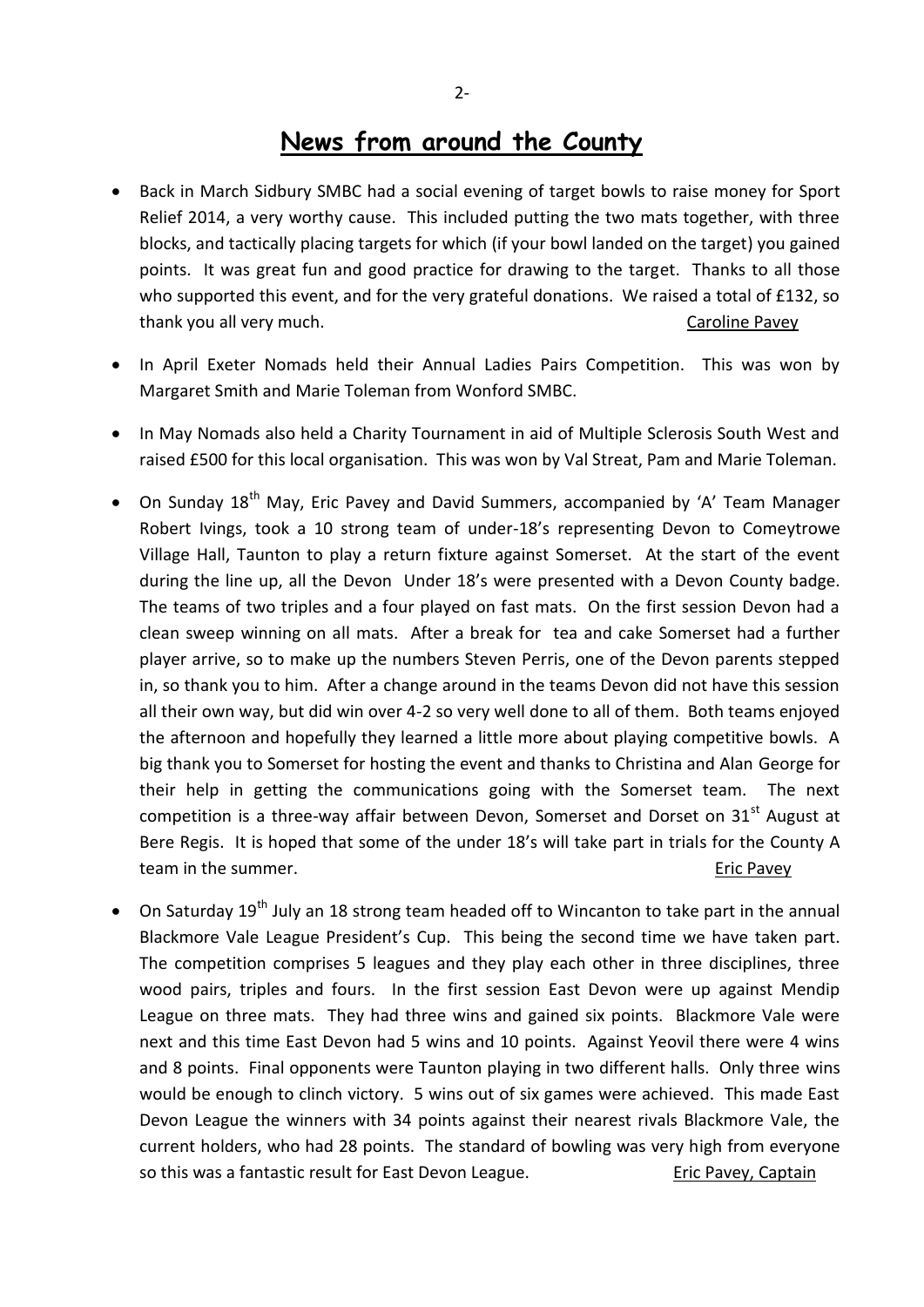## News from around the County

- Back in March Sidbury SMBC had a social evening of target bowls to raise money for Sport Relief 2014, a very worthy cause. This included putting the two mats together, with three blocks, and tactically placing targets for which (if your bowl landed on the target) you gained points. It was great fun and good practice for drawing to the target. Thanks to all those who supported this event, and for the very grateful donations. We raised a total of £132, so thank you all very much. Caroline Pavey

- In April Exeter Nomads held their Annual Ladies Pairs Competition. This was won by Margaret Smith and Marie Toleman from Wonford SMBC.

- In May Nomads also held a Charity Tournament in aid of Multiple Sclerosis South West and raised £500 for this local organisation. This was won by Val Streat, Pam and Marie Toleman.

- On Sunday 18th May, Eric Pavey and David Summers, accompanied by 'A' Team Manager Robert Ivings, took a 10 strong team of under-18's representing Devon to Comeytrowe Village Hall, Taunton to play a return fixture against Somerset. At the start of the event during the line up, all the Devon Under 18's were presented with a Devon County badge. The teams of two triples and a four played on fast mats. On the first session Devon had a clean sweep winning on all mats. After a break for tea and cake Somerset had a further player arrive, so to make up the numbers Steven Perris, one of the Devon parents stepped in, so thank you to him. After a change around in the teams Devon did not have this session all their own way, but did win over 4-2 so very well done to all of them. Both teams enjoyed the afternoon and hopefully they learned a little more about playing competitive bowls. A big thank you to Somerset for hosting the event and thanks to Christina and Alan George for their help in getting the communications going with the Somerset team. The next competition is a three-way affair between Devon, Somerset and Dorset on 31st August at Bere Regis. It is hoped that some of the under 18's will take part in trials for the County A team in the summer. Eric Pavey

- On Saturday 19th July an 18 strong team headed off to Wincanton to take part in the annual Blackmore Vale League President's Cup. This being the second time we have taken part. The competition comprises 5 leagues and they play each other in three disciplines, three wood pairs, triples and fours. In the first session East Devon were up against Mendip League on three mats. They had three wins and gained six points. Blackmore Vale were next and this time East Devon had 5 wins and 10 points. Against Yeovil there were 4 wins and 8 points. Final opponents were Taunton playing in two different halls. Only three wins would be enough to clinch victory. 5 wins out of six games were achieved. This made East Devon League the winners with 34 points against their nearest rivals Blackmore Vale, the current holders, who had 28 points. The standard of bowling was very high from everyone so this was a fantastic result for East Devon League. Eric Pavey, Captain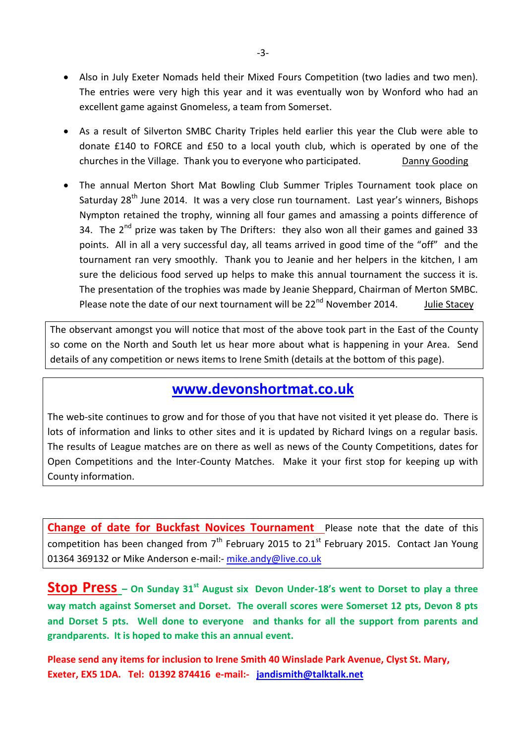- Also in July Exeter Nomads held their Mixed Fours Competition (two ladies and two men). The entries were very high this year and it was eventually won by Wonford who had an excellent game against Gnomeless, a team from Somerset.

- As a result of Silverton SMBC Charity Triples held earlier this year the Club were able to donate £140 to FORCE and £50 to a local youth club, which is operated by one of the churches in the Village. Thank you to everyone who participated. Danny Gooding

- The annual Merton Short Mat Bowling Club Summer Triples Tournament took place on Saturday 28th June 2014. It was a very close run tournament. Last year's winners, Bishops Nympton retained the trophy, winning all four games and amassing a points difference of 34. The 2nd prize was taken by The Drifters: they also won all their games and gained 33 points. All in all a very successful day, all teams arrived in good time of the "off" and the tournament ran very smoothly. Thank you to Jeanie and her helpers in the kitchen, I am sure the delicious food served up helps to make this annual tournament the success it is. The presentation of the trophies was made by Jeanie Sheppard, Chairman of Merton SMBC. Please note the date of our next tournament will be 22nd November 2014. Julie Stacey

The observant amongst you will notice that most of the above took part in the East of the County so come on the North and South let us hear more about what is happening in your Area. Send details of any competition or news items to Irene Smith (details at the bottom of this page).

## www.devonshortmat.co.uk

The web-site continues to grow and for those of you that have not visited it yet please do. There is lots of information and links to other sites and it is updated by Richard Ivings on a regular basis. The results of League matches are on there as well as news of the County Competitions, dates for Open Competitions and the Inter-County Matches. Make it your first stop for keeping up with County information.

**Change of date for Buckfast Novices Tournament** Please note that the date of this competition has been changed from 7th February 2015 to 21st February 2015. Contact Jan Young 01364 369132 or Mike Anderson e-mail:- mike.andy@live.co.uk

**Stop Press** – **On Sunday 31st August six Devon Under-18's went to Dorset to play a three way match against Somerset and Dorset. The overall scores were Somerset 12 pts, Devon 8 pts and Dorset 5 pts. Well done to everyone and thanks for all the support from parents and grandparents. It is hoped to make this an annual event.**

**Please send any items for inclusion to Irene Smith 40 Winslade Park Avenue, Clyst St. Mary, Exeter, EX5 1DA. Tel: 01392 874416 e-mail:- jandismith@talktalk.net**